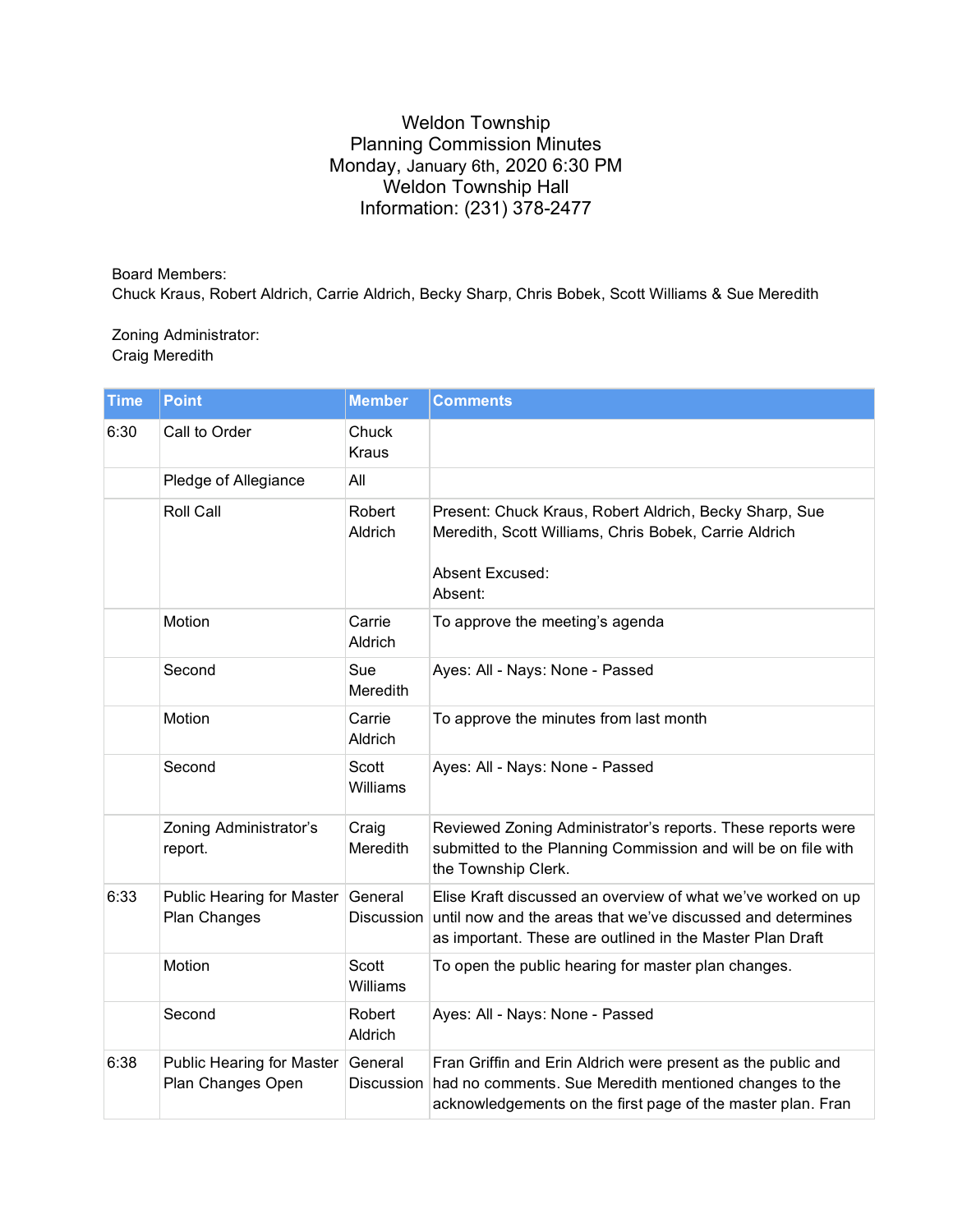# Weldon Township
## Planning Commission Minutes
Monday, January 6th, 2020 6:30 PM
Weldon Township Hall
Information: (231) 378-2477

Board Members:
Chuck Kraus, Robert Aldrich, Carrie Aldrich, Becky Sharp, Chris Bobek, Scott Williams & Sue Meredith

Zoning Administrator:
Craig Meredith

| Time | Point | Member | Comments |
|---|---|---|---|
| 6:30 | Call to Order | Chuck Kraus | |
| | Pledge of Allegiance | All | |
| | Roll Call | Robert Aldrich | Present: Chuck Kraus, Robert Aldrich, Becky Sharp, Sue Meredith, Scott Williams, Chris Bobek, Carrie Aldrich<br><br>Absent Excused:<br>Absent: |
| | Motion | Carrie Aldrich | To approve the meeting's agenda |
| | Second | Sue Meredith | Ayes: All - Nays: None - Passed |
| | Motion | Carrie Aldrich | To approve the minutes from last month |
| | Second | Scott Williams | Ayes: All - Nays: None - Passed |
| | Zoning Administrator's report. | Craig Meredith | Reviewed Zoning Administrator's reports. These reports were submitted to the Planning Commission and will be on file with the Township Clerk. |
| 6:33 | Public Hearing for Master Plan Changes | General Discussion | Elise Kraft discussed an overview of what we've worked on up until now and the areas that we've discussed and determines as important. These are outlined in the Master Plan Draft |
| | Motion | Scott Williams | To open the public hearing for master plan changes. |
| | Second | Robert Aldrich | Ayes: All - Nays: None - Passed |
| 6:38 | Public Hearing for Master Plan Changes Open | General Discussion | Fran Griffin and Erin Aldrich were present as the public and had no comments. Sue Meredith mentioned changes to the acknowledgements on the first page of the master plan. Fran |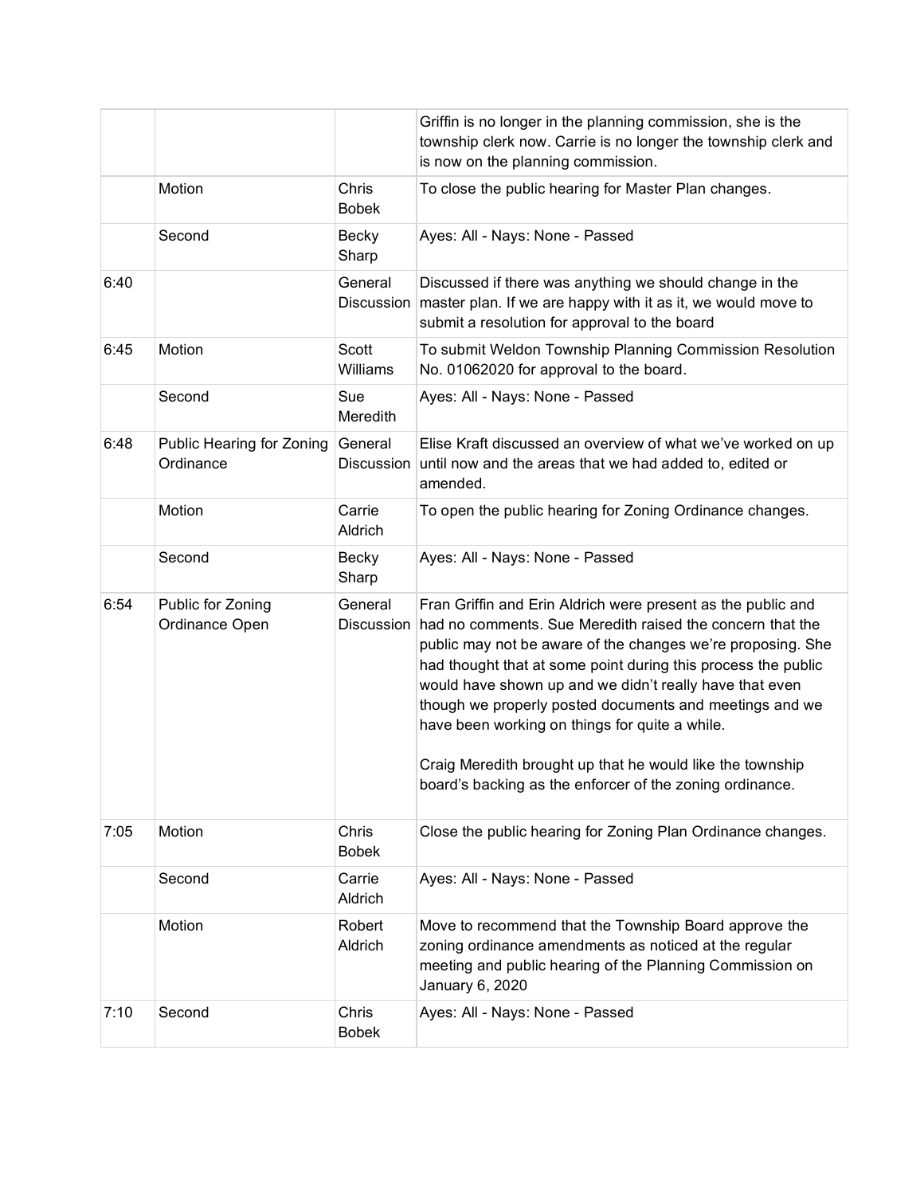| | | | |
|---|---|---|---|
| | | | Griffin is no longer in the planning commission, she is the township clerk now. Carrie is no longer the township clerk and is now on the planning commission. |
| | Motion | Chris Bobek | To close the public hearing for Master Plan changes. |
| | Second | Becky Sharp | Ayes: All - Nays: None - Passed |
| 6:40 | | General Discussion | Discussed if there was anything we should change in the master plan. If we are happy with it as it, we would move to submit a resolution for approval to the board |
| 6:45 | Motion | Scott Williams | To submit Weldon Township Planning Commission Resolution No. 01062020 for approval to the board. |
| | Second | Sue Meredith | Ayes: All - Nays: None - Passed |
| 6:48 | Public Hearing for Zoning Ordinance | General Discussion | Elise Kraft discussed an overview of what we've worked on up until now and the areas that we had added to, edited or amended. |
| | Motion | Carrie Aldrich | To open the public hearing for Zoning Ordinance changes. |
| | Second | Becky Sharp | Ayes: All - Nays: None - Passed |
| 6:54 | Public for Zoning Ordinance Open | General Discussion | Fran Griffin and Erin Aldrich were present as the public and had no comments. Sue Meredith raised the concern that the public may not be aware of the changes we're proposing. She had thought that at some point during this process the public would have shown up and we didn't really have that even though we properly posted documents and meetings and we have been working on things for quite a while.<br><br>Craig Meredith brought up that he would like the township board's backing as the enforcer of the zoning ordinance. |
| 7:05 | Motion | Chris Bobek | Close the public hearing for Zoning Plan Ordinance changes. |
| | Second | Carrie Aldrich | Ayes: All - Nays: None - Passed |
| | Motion | Robert Aldrich | Move to recommend that the Township Board approve the zoning ordinance amendments as noticed at the regular meeting and public hearing of the Planning Commission on January 6, 2020 |
| 7:10 | Second | Chris Bobek | Ayes: All - Nays: None - Passed |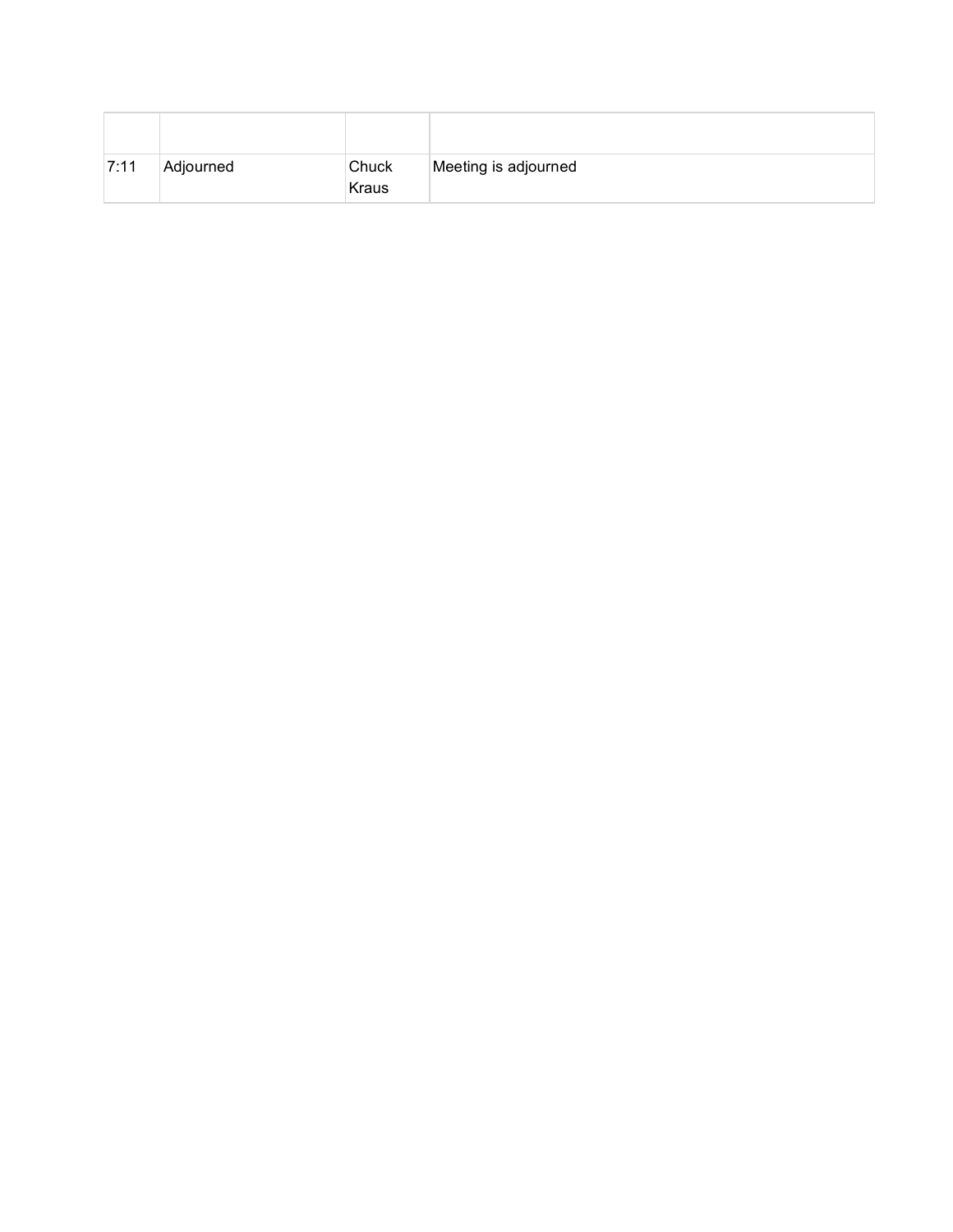| | | | |
|---|---|---|---|
| 7:11 | Adjourned | Chuck Kraus | Meeting is adjourned |